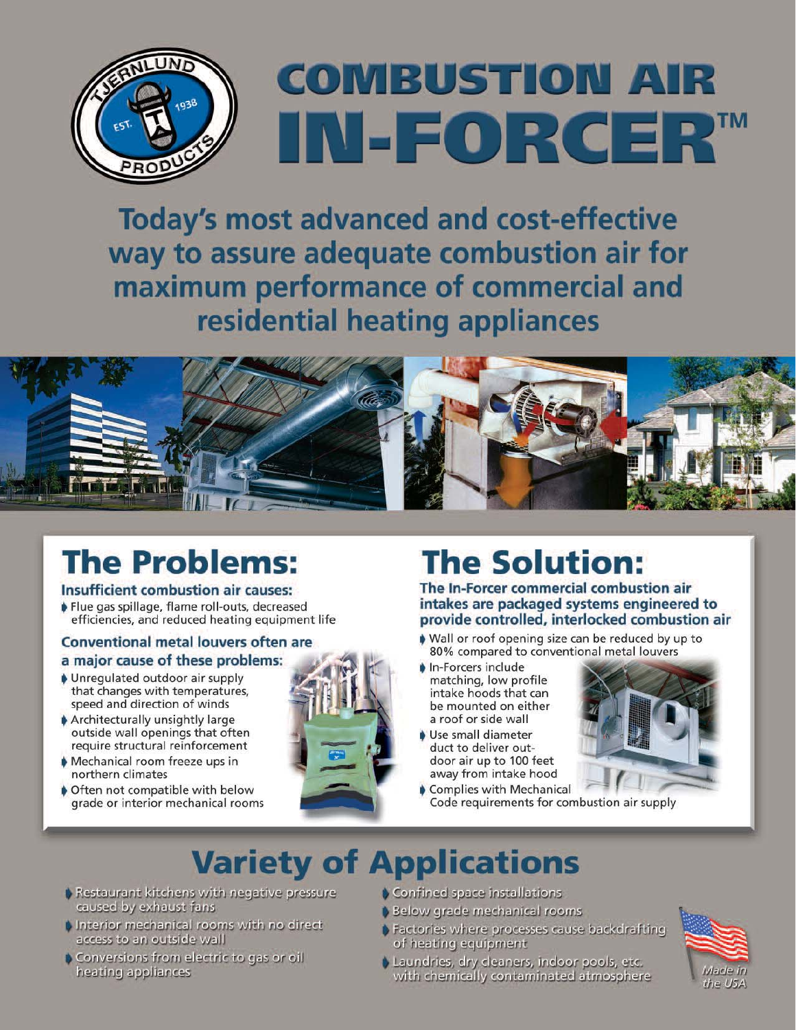# COMBUSTION AIR IN-FORCER™

## Today's most advanced and cost-effective way to assure adequate combustion air for maximum performance of commercial and residential heating appliances

## The Problems:

### Insufficient combustion air causes:

- Flue gas spillage, flame roll-outs, decreased efficiencies, and reduced heating equipment life

### Conventional metal louvers often are a major cause of these problems:

- Unregulated outdoor air supply that changes with temperatures, speed and direction of winds
- Architecturally unsightly large outside wall openings that often require structural reinforcement
- Mechanical room freeze ups in northern climates
- Often not compatible with below grade or interior mechanical rooms

## The Solution:

### The In-Forcer commercial combustion air intakes are packaged systems engineered to provide controlled, interlocked combustion air

- Wall or roof opening size can be reduced by up to 80% compared to conventional metal louvers
- In-Forcers include matching, low profile intake hoods that can be mounted on either a roof or side wall
- Use small diameter duct to deliver outdoor air up to 100 feet away from intake hood
- Complies with Mechanical Code requirements for combustion air supply

## Variety of Applications

- Restaurant kitchens with negative pressure caused by exhaust fans
- Interior mechanical rooms with no direct access to an outside wall
- Conversions from electric to gas or oil heating appliances
- Confined space installations
- Below grade mechanical rooms
- Factories where processes cause backdrafting of heating equipment
- Laundries, dry cleaners, indoor pools, etc. with chemically contaminated atmosphere

Made in the USA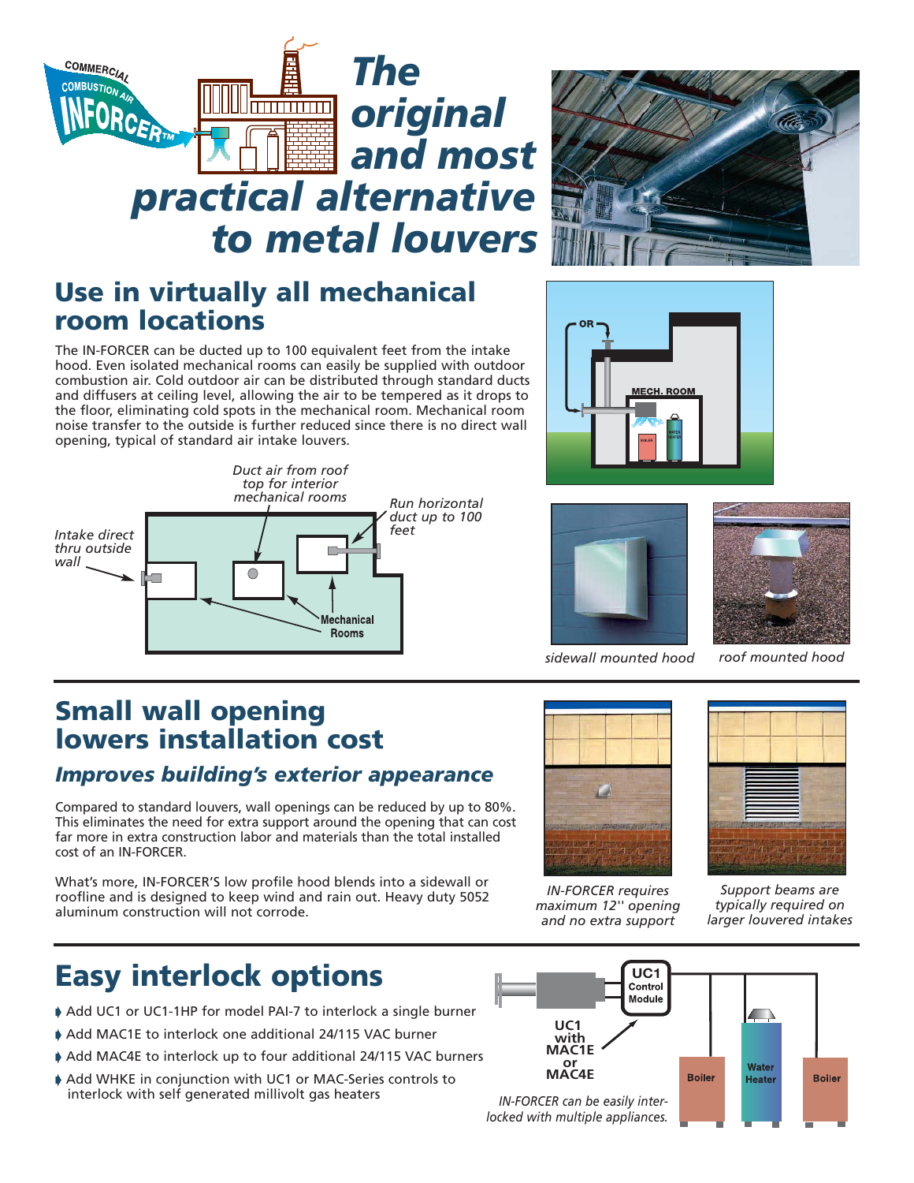# The original and most practical alternative to metal louvers

COMMERCIAL COMBUSTION AIR INFORCER™

## Use in virtually all mechanical room locations

The IN-FORCER can be ducted up to 100 equivalent feet from the intake hood. Even isolated mechanical rooms can easily be supplied with outdoor combustion air. Cold outdoor air can be distributed through standard ducts and diffusers at ceiling level, allowing the air to be tempered as it drops to the floor, eliminating cold spots in the mechanical room. Mechanical room noise transfer to the outside is further reduced since there is no direct wall opening, typical of standard air intake louvers.

*Duct air from roof top for interior mechanical rooms*

*Run horizontal duct up to 100 feet*

*Intake direct thru outside wall*

Mechanical Rooms

OR

MECH. ROOM

*sidewall mounted hood*

*roof mounted hood*

## Small wall opening lowers installation cost

### *Improves building's exterior appearance*

Compared to standard louvers, wall openings can be reduced by up to 80%. This eliminates the need for extra support around the opening that can cost far more in extra construction labor and materials than the total installed cost of an IN-FORCER.

What's more, IN-FORCER'S low profile hood blends into a sidewall or roofline and is designed to keep wind and rain out. Heavy duty 5052 aluminum construction will not corrode.

*IN-FORCER requires maximum 12" opening and no extra support*

*Support beams are typically required on larger louvered intakes*

## Easy interlock options

- Add UC1 or UC1-1HP for model PAI-7 to interlock a single burner
- Add MAC1E to interlock one additional 24/115 VAC burner
- Add MAC4E to interlock up to four additional 24/115 VAC burners
- Add WHKE in conjunction with UC1 or MAC-Series controls to interlock with self generated millivolt gas heaters

UC1 Control Module

UC1 with MAC1E or MAC4E

Boiler

Water Heater

Boiler

*IN-FORCER can be easily interlocked with multiple appliances.*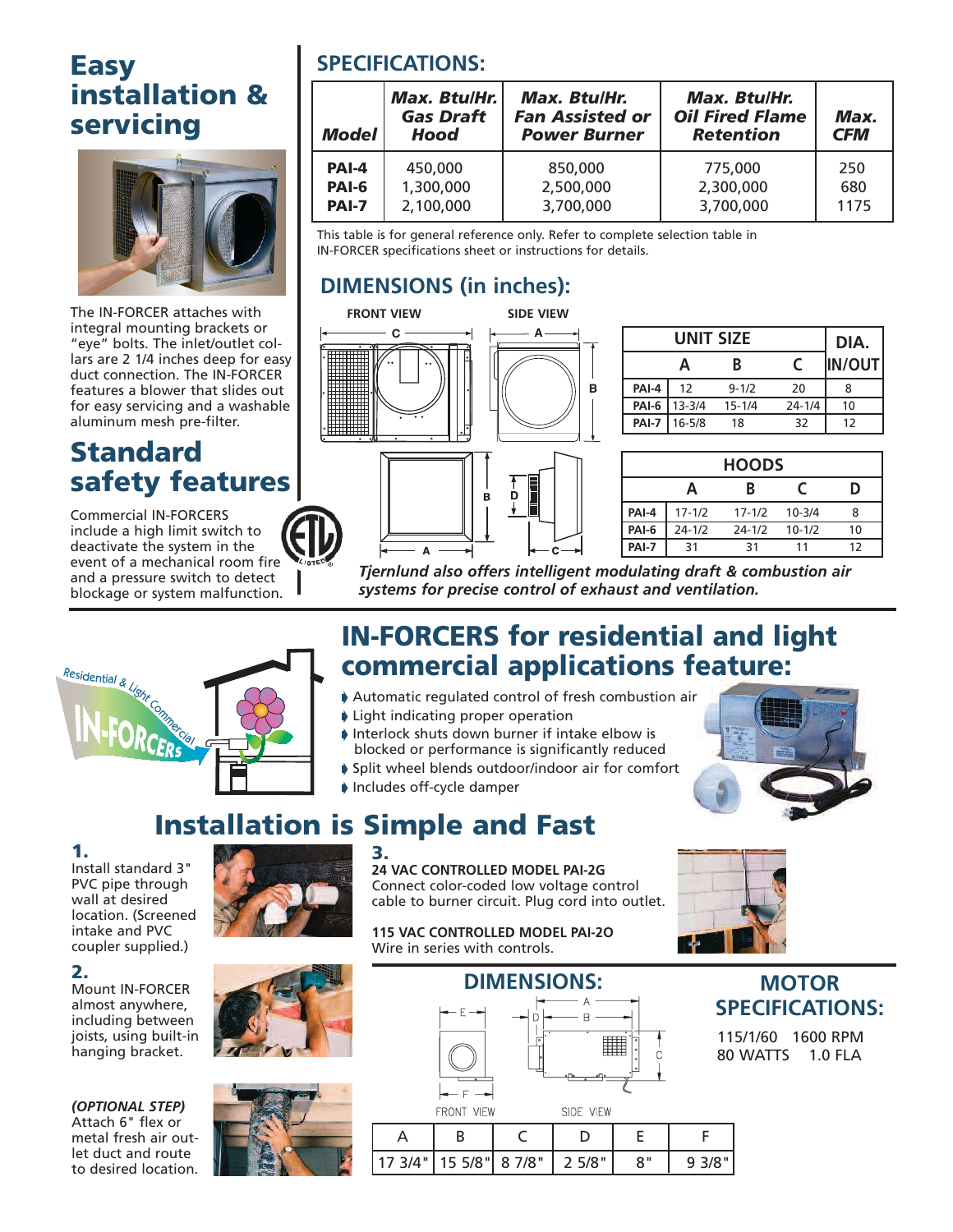# Easy installation & servicing

The IN-FORCER attaches with integral mounting brackets or "eye" bolts. The inlet/outlet collars are 2 1/4 inches deep for easy duct connection. The IN-FORCER features a blower that slides out for easy servicing and a washable aluminum mesh pre-filter.

# Standard safety features

Commercial IN-FORCERS include a high limit switch to deactivate the system in the event of a mechanical room fire and a pressure switch to detect blockage or system malfunction.

## SPECIFICATIONS:

| Model | Max. Btu/Hr. Gas Draft Hood | Max. Btu/Hr. Fan Assisted or Power Burner | Max. Btu/Hr. Oil Fired Flame Retention | Max. CFM |
|---|---|---|---|---|
| PAI-4 | 450,000 | 850,000 | 775,000 | 250 |
| PAI-6 | 1,300,000 | 2,500,000 | 2,300,000 | 680 |
| PAI-7 | 2,100,000 | 3,700,000 | 3,700,000 | 1175 |

This table is for general reference only. Refer to complete selection table in IN-FORCER specifications sheet or instructions for details.

## DIMENSIONS (in inches):

FRONT VIEW

SIDE VIEW

| | UNIT SIZE | | | DIA. |
|---|---|---|---|---|
| | A | B | C | IN/OUT |
| PAI-4 | 12 | 9-1/2 | 20 | 8 |
| PAI-6 | 13-3/4 | 15-1/4 | 24-1/4 | 10 |
| PAI-7 | 16-5/8 | 18 | 32 | 12 |

| | HOODS | | | |
|---|---|---|---|---|
| | A | B | C | D |
| PAI-4 | 17-1/2 | 17-1/2 | 10-3/4 | 8 |
| PAI-6 | 24-1/2 | 24-1/2 | 10-1/2 | 10 |
| PAI-7 | 31 | 31 | 11 | 12 |

*Tjernlund also offers intelligent modulating draft & combustion air systems for precise control of exhaust and ventilation.*

# IN-FORCERS for residential and light commercial applications feature:

- Automatic regulated control of fresh combustion air
- Light indicating proper operation
- Interlock shuts down burner if intake elbow is blocked or performance is significantly reduced
- Split wheel blends outdoor/indoor air for comfort
- Includes off-cycle damper

# Installation is Simple and Fast

**1.**
Install standard 3" PVC pipe through wall at desired location. (Screened intake and PVC coupler supplied.)

**2.**
Mount IN-FORCER almost anywhere, including between joists, using built-in hanging bracket.

***(OPTIONAL STEP)***
Attach 6" flex or metal fresh air outlet duct and route to desired location.

**3.**
**24 VAC CONTROLLED MODEL PAI-2G**
Connect color-coded low voltage control cable to burner circuit. Plug cord into outlet.

**115 VAC CONTROLLED MODEL PAI-2O**
Wire in series with controls.

## DIMENSIONS:

FRONT VIEW

SIDE VIEW

| A | B | C | D | E | F |
|---|---|---|---|---|---|
| 17 3/4" | 15 5/8" | 8 7/8" | 2 5/8" | 8" | 9 3/8" |

## MOTOR SPECIFICATIONS:

115/1/60 1600 RPM
80 WATTS 1.0 FLA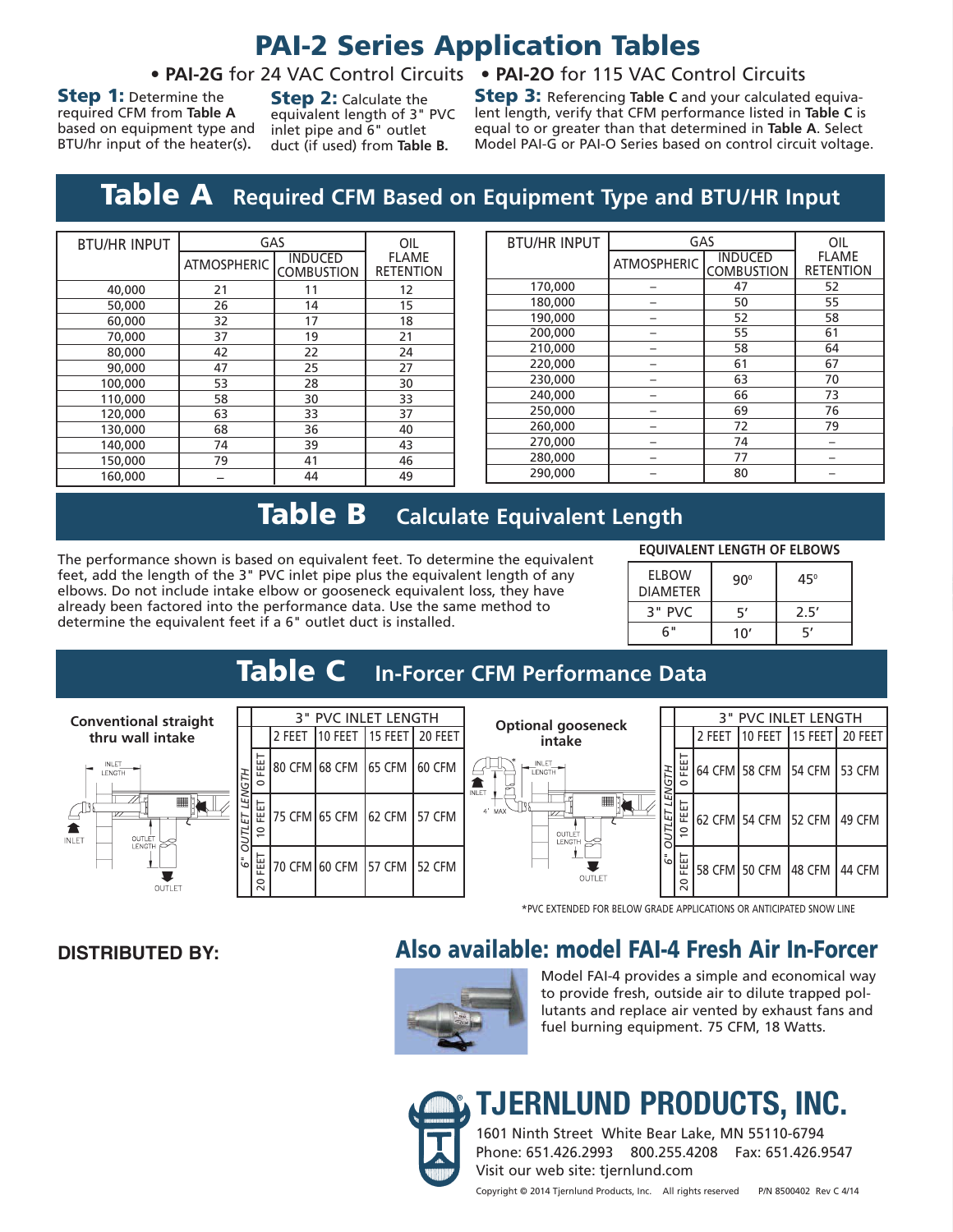# PAI-2 Series Application Tables

- **PAI-2G** for 24 VAC Control Circuits
- **PAI-2O** for 115 VAC Control Circuits

**Step 1:** Determine the required CFM from **Table A** based on equipment type and BTU/hr input of the heater(s).

**Step 2:** Calculate the equivalent length of 3" PVC inlet pipe and 6" outlet duct (if used) from **Table B.**

**Step 3:** Referencing **Table C** and your calculated equivalent length, verify that CFM performance listed in **Table C** is equal to or greater than that determined in **Table A**. Select Model PAI-G or PAI-O Series based on control circuit voltage.

## Table A Required CFM Based on Equipment Type and BTU/HR Input

| BTU/HR INPUT | GAS | | OIL |
|---|---|---|---|
| | ATMOSPHERIC | INDUCED COMBUSTION | FLAME RETENTION |
| 40,000 | 21 | 11 | 12 |
| 50,000 | 26 | 14 | 15 |
| 60,000 | 32 | 17 | 18 |
| 70,000 | 37 | 19 | 21 |
| 80,000 | 42 | 22 | 24 |
| 90,000 | 47 | 25 | 27 |
| 100,000 | 53 | 28 | 30 |
| 110,000 | 58 | 30 | 33 |
| 120,000 | 63 | 33 | 37 |
| 130,000 | 68 | 36 | 40 |
| 140,000 | 74 | 39 | 43 |
| 150,000 | 79 | 41 | 46 |
| 160,000 | – | 44 | 49 |
| 170,000 | – | 47 | 52 |
| 180,000 | – | 50 | 55 |
| 190,000 | – | 52 | 58 |
| 200,000 | – | 55 | 61 |
| 210,000 | – | 58 | 64 |
| 220,000 | – | 61 | 67 |
| 230,000 | – | 63 | 70 |
| 240,000 | – | 66 | 73 |
| 250,000 | – | 69 | 76 |
| 260,000 | – | 72 | 79 |
| 270,000 | – | 74 | – |
| 280,000 | – | 77 | – |
| 290,000 | – | 80 | – |

## Table B Calculate Equivalent Length

The performance shown is based on equivalent feet. To determine the equivalent feet, add the length of the 3" PVC inlet pipe plus the equivalent length of any elbows. Do not include intake elbow or gooseneck equivalent loss, they have already been factored into the performance data. Use the same method to determine the equivalent feet if a 6" outlet duct is installed.

**EQUIVALENT LENGTH OF ELBOWS**

| ELBOW DIAMETER | 90° | 45° |
|---|---|---|
| 3" PVC | 5′ | 2.5′ |
| 6" | 10′ | 5′ |

## Table C In-Forcer CFM Performance Data

**Conventional straight thru wall intake**

INLET LENGTH
INLET
OUTLET LENGTH
OUTLET

| 6" OUTLET LENGTH | 3" PVC INLET LENGTH: 2 FEET | 10 FEET | 15 FEET | 20 FEET |
|---|---|---|---|---|
| 0 FEET | 80 CFM | 68 CFM | 65 CFM | 60 CFM |
| 10 FEET | 75 CFM | 65 CFM | 62 CFM | 57 CFM |
| 20 FEET | 70 CFM | 60 CFM | 57 CFM | 52 CFM |

**Optional gooseneck intake**

INLET LENGTH
INLET
4' MAX
OUTLET LENGTH
OUTLET

| 6" OUTLET LENGTH | 3" PVC INLET LENGTH: 2 FEET | 10 FEET | 15 FEET | 20 FEET |
|---|---|---|---|---|
| 0 FEET | 64 CFM | 58 CFM | 54 CFM | 53 CFM |
| 10 FEET | 62 CFM | 54 CFM | 52 CFM | 49 CFM |
| 20 FEET | 58 CFM | 50 CFM | 48 CFM | 44 CFM |

*PVC EXTENDED FOR BELOW GRADE APPLICATIONS OR ANTICIPATED SNOW LINE

**DISTRIBUTED BY:**

## Also available: model FAI-4 Fresh Air In-Forcer

Model FAI-4 provides a simple and economical way to provide fresh, outside air to dilute trapped pollutants and replace air vented by exhaust fans and fuel burning equipment. 75 CFM, 18 Watts.

# TJERNLUND PRODUCTS, INC.

1601 Ninth Street White Bear Lake, MN 55110-6794
Phone: 651.426.2993 800.255.4208 Fax: 651.426.9547
Visit our web site: tjernlund.com

Copyright © 2014 Tjernlund Products, Inc. All rights reserved P/N 8500402 Rev C 4/14